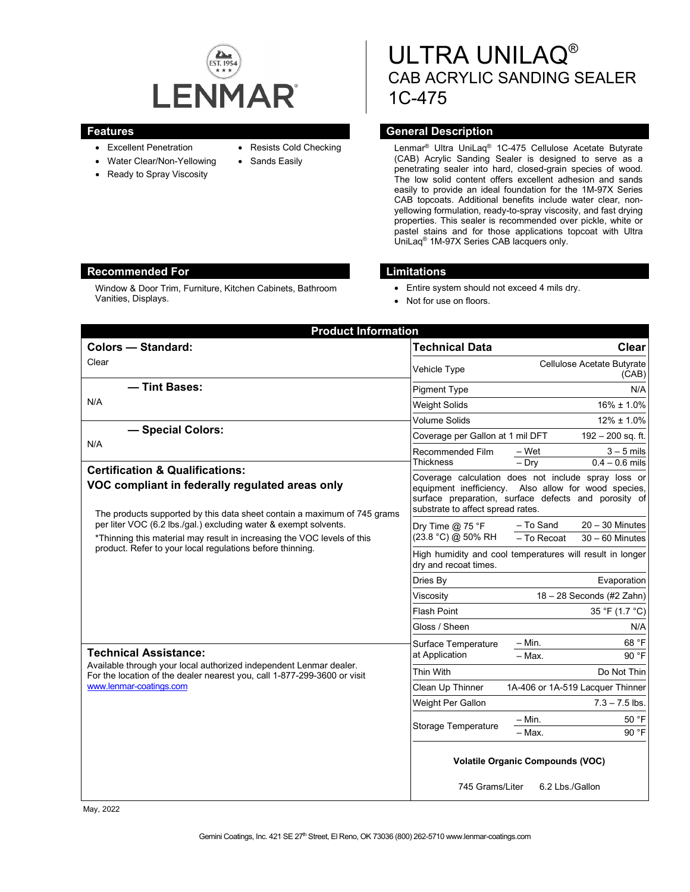# ULTRA UNILAQ®

## CAB ACRYLIC SANDING SEALER

## 1C-475

## Features

- Excellent Penetration
- Water Clear/Non-Yellowing
- Ready to Spray Viscosity
- Resists Cold Checking
- Sands Easily

## General Description

Lenmar® Ultra UniLaq® 1C-475 Cellulose Acetate Butyrate (CAB) Acrylic Sanding Sealer is designed to serve as a penetrating sealer into hard, closed-grain species of wood. The low solid content offers excellent adhesion and sands easily to provide an ideal foundation for the 1M-97X Series CAB topcoats. Additional benefits include water clear, non-yellowing formulation, ready-to-spray viscosity, and fast drying properties. This sealer is recommended over pickle, white or pastel stains and for those applications topcoat with Ultra UniLaq® 1M-97X Series CAB lacquers only.

## Recommended For

Window & Door Trim, Furniture, Kitchen Cabinets, Bathroom Vanities, Displays.

## Limitations

- Entire system should not exceed 4 mils dry.
- Not for use on floors.

## Product Information

### Colors — Standard:

Clear

### — Tint Bases:

N/A

### — Special Colors:

N/A

### Certification & Qualifications:

**VOC compliant in federally regulated areas only**

The products supported by this data sheet contain a maximum of 745 grams per liter VOC (6.2 lbs./gal.) excluding water & exempt solvents.

*Thinning this material may result in increasing the VOC levels of this product. Refer to your local regulations before thinning.

### Technical Assistance:

Available through your local authorized independent Lenmar dealer. For the location of the dealer nearest you, call 1-877-299-3600 or visit www.lenmar-coatings.com

| Technical Data | | Clear |
|---|---|---|
| Vehicle Type | | Cellulose Acetate Butyrate (CAB) |
| Pigment Type | | N/A |
| Weight Solids | | 16% ± 1.0% |
| Volume Solids | | 12% ± 1.0% |
| Coverage per Gallon at 1 mil DFT | | 192 – 200 sq. ft. |
| Recommended Film Thickness | – Wet | 3 – 5 mils |
| | – Dry | 0.4 – 0.6 mils |
| Coverage calculation does not include spray loss or equipment inefficiency. Also allow for wood species, surface preparation, surface defects and porosity of substrate to affect spread rates. | | |
| Dry Time @ 75 °F (23.8 °C) @ 50% RH | – To Sand | 20 – 30 Minutes |
| | – To Recoat | 30 – 60 Minutes |
| High humidity and cool temperatures will result in longer dry and recoat times. | | |
| Dries By | | Evaporation |
| Viscosity | | 18 – 28 Seconds (#2 Zahn) |
| Flash Point | | 35 °F (1.7 °C) |
| Gloss / Sheen | | N/A |
| Surface Temperature at Application | – Min. | 68 °F |
| | – Max. | 90 °F |
| Thin With | | Do Not Thin |
| Clean Up Thinner | | 1A-406 or 1A-519 Lacquer Thinner |
| Weight Per Gallon | | 7.3 – 7.5 lbs. |
| Storage Temperature | – Min. | 50 °F |
| | – Max. | 90 °F |

**Volatile Organic Compounds (VOC)**

745 Grams/Liter 6.2 Lbs./Gallon

May, 2022

Gemini Coatings, Inc. 421 SE 27th Street, El Reno, OK 73036 (800) 262-5710 www.lenmar-coatings.com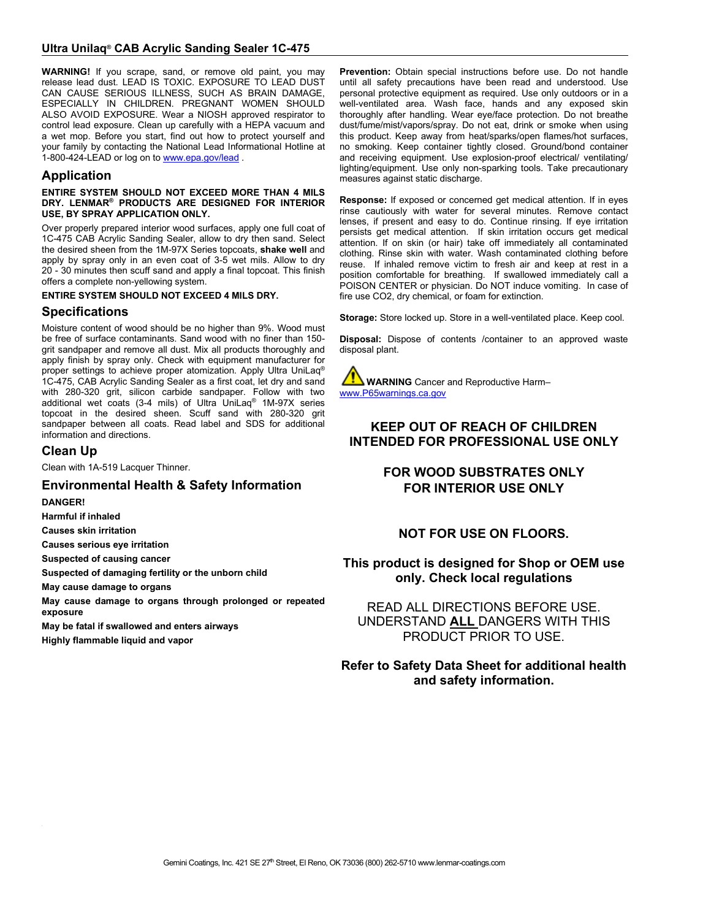## Ultra Unilaq® CAB Acrylic Sanding Sealer 1C-475

**WARNING!** If you scrape, sand, or remove old paint, you may release lead dust. LEAD IS TOXIC. EXPOSURE TO LEAD DUST CAN CAUSE SERIOUS ILLNESS, SUCH AS BRAIN DAMAGE, ESPECIALLY IN CHILDREN. PREGNANT WOMEN SHOULD ALSO AVOID EXPOSURE. Wear a NIOSH approved respirator to control lead exposure. Clean up carefully with a HEPA vacuum and a wet mop. Before you start, find out how to protect yourself and your family by contacting the National Lead Informational Hotline at 1-800-424-LEAD or log on to www.epa.gov/lead .

### Application

**ENTIRE SYSTEM SHOULD NOT EXCEED MORE THAN 4 MILS DRY. LENMAR® PRODUCTS ARE DESIGNED FOR INTERIOR USE, BY SPRAY APPLICATION ONLY.**

Over properly prepared interior wood surfaces, apply one full coat of 1C-475 CAB Acrylic Sanding Sealer, allow to dry then sand. Select the desired sheen from the 1M-97X Series topcoats, **shake well** and apply by spray only in an even coat of 3-5 wet mils. Allow to dry 20 - 30 minutes then scuff sand and apply a final topcoat. This finish offers a complete non-yellowing system.

**ENTIRE SYSTEM SHOULD NOT EXCEED 4 MILS DRY.**

### Specifications

Moisture content of wood should be no higher than 9%. Wood must be free of surface contaminants. Sand wood with no finer than 150-grit sandpaper and remove all dust. Mix all products thoroughly and apply finish by spray only. Check with equipment manufacturer for proper settings to achieve proper atomization. Apply Ultra UniLaq® 1C-475, CAB Acrylic Sanding Sealer as a first coat, let dry and sand with 280-320 grit, silicon carbide sandpaper. Follow with two additional wet coats (3-4 mils) of Ultra UniLaq® 1M-97X series topcoat in the desired sheen. Scuff sand with 280-320 grit sandpaper between all coats. Read label and SDS for additional information and directions.

### Clean Up

Clean with 1A-519 Lacquer Thinner.

### Environmental Health & Safety Information

**DANGER!**

**Harmful if inhaled**

**Causes skin irritation**

**Causes serious eye irritation**

**Suspected of causing cancer**

**Suspected of damaging fertility or the unborn child**

**May cause damage to organs**

**May cause damage to organs through prolonged or repeated exposure**

**May be fatal if swallowed and enters airways**

**Highly flammable liquid and vapor**

**Prevention:** Obtain special instructions before use. Do not handle until all safety precautions have been read and understood. Use personal protective equipment as required. Use only outdoors or in a well-ventilated area. Wash face, hands and any exposed skin thoroughly after handling. Wear eye/face protection. Do not breathe dust/fume/mist/vapors/spray. Do not eat, drink or smoke when using this product. Keep away from heat/sparks/open flames/hot surfaces, no smoking. Keep container tightly closed. Ground/bond container and receiving equipment. Use explosion-proof electrical/ ventilating/ lighting/equipment. Use only non-sparking tools. Take precautionary measures against static discharge.

**Response:** If exposed or concerned get medical attention. If in eyes rinse cautiously with water for several minutes. Remove contact lenses, if present and easy to do. Continue rinsing. If eye irritation persists get medical attention. If skin irritation occurs get medical attention. If on skin (or hair) take off immediately all contaminated clothing. Rinse skin with water. Wash contaminated clothing before reuse. If inhaled remove victim to fresh air and keep at rest in a position comfortable for breathing. If swallowed immediately call a POISON CENTER or physician. Do NOT induce vomiting. In case of fire use CO2, dry chemical, or foam for extinction.

**Storage:** Store locked up. Store in a well-ventilated place. Keep cool.

**Disposal:** Dispose of contents /container to an approved waste disposal plant.

**WARNING** Cancer and Reproductive Harm– www.P65warnings.ca.gov

**KEEP OUT OF REACH OF CHILDREN**
**INTENDED FOR PROFESSIONAL USE ONLY**

**FOR WOOD SUBSTRATES ONLY**
**FOR INTERIOR USE ONLY**

**NOT FOR USE ON FLOORS.**

**This product is designed for Shop or OEM use only. Check local regulations**

READ ALL DIRECTIONS BEFORE USE. UNDERSTAND **ALL** DANGERS WITH THIS PRODUCT PRIOR TO USE.

**Refer to Safety Data Sheet for additional health and safety information.**

Gemini Coatings, Inc. 421 SE 27th Street, El Reno, OK 73036 (800) 262-5710 www.lenmar-coatings.com